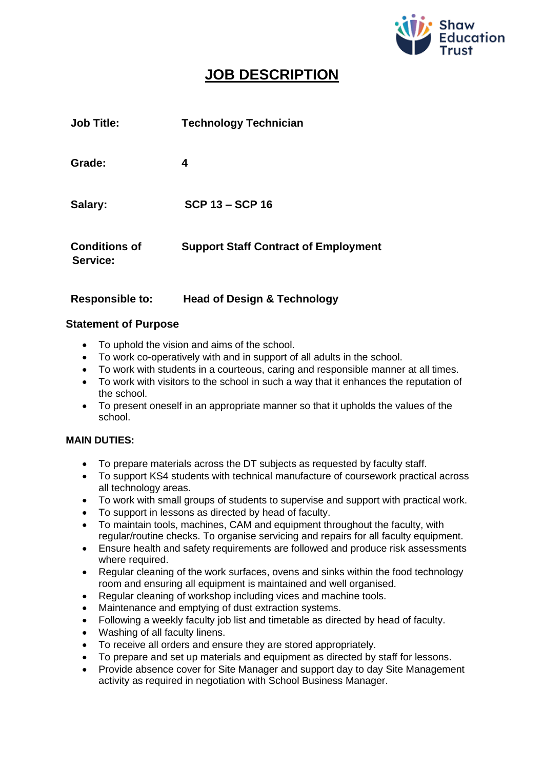Shaw Education Trust

# JOB DESCRIPTION

| | |
|---|---|
| **Job Title:** | **Technology Technician** |
| **Grade:** | **4** |
| **Salary:** | **SCP 13 – SCP 16** |
| **Conditions of Service:** | **Support Staff Contract of Employment** |
| **Responsible to:** | **Head of Design & Technology** |

### Statement of Purpose

- To uphold the vision and aims of the school.
- To work co-operatively with and in support of all adults in the school.
- To work with students in a courteous, caring and responsible manner at all times.
- To work with visitors to the school in such a way that it enhances the reputation of the school.
- To present oneself in an appropriate manner so that it upholds the values of the school.

### MAIN DUTIES:

- To prepare materials across the DT subjects as requested by faculty staff.
- To support KS4 students with technical manufacture of coursework practical across all technology areas.
- To work with small groups of students to supervise and support with practical work.
- To support in lessons as directed by head of faculty.
- To maintain tools, machines, CAM and equipment throughout the faculty, with regular/routine checks. To organise servicing and repairs for all faculty equipment.
- Ensure health and safety requirements are followed and produce risk assessments where required.
- Regular cleaning of the work surfaces, ovens and sinks within the food technology room and ensuring all equipment is maintained and well organised.
- Regular cleaning of workshop including vices and machine tools.
- Maintenance and emptying of dust extraction systems.
- Following a weekly faculty job list and timetable as directed by head of faculty.
- Washing of all faculty linens.
- To receive all orders and ensure they are stored appropriately.
- To prepare and set up materials and equipment as directed by staff for lessons.
- Provide absence cover for Site Manager and support day to day Site Management activity as required in negotiation with School Business Manager.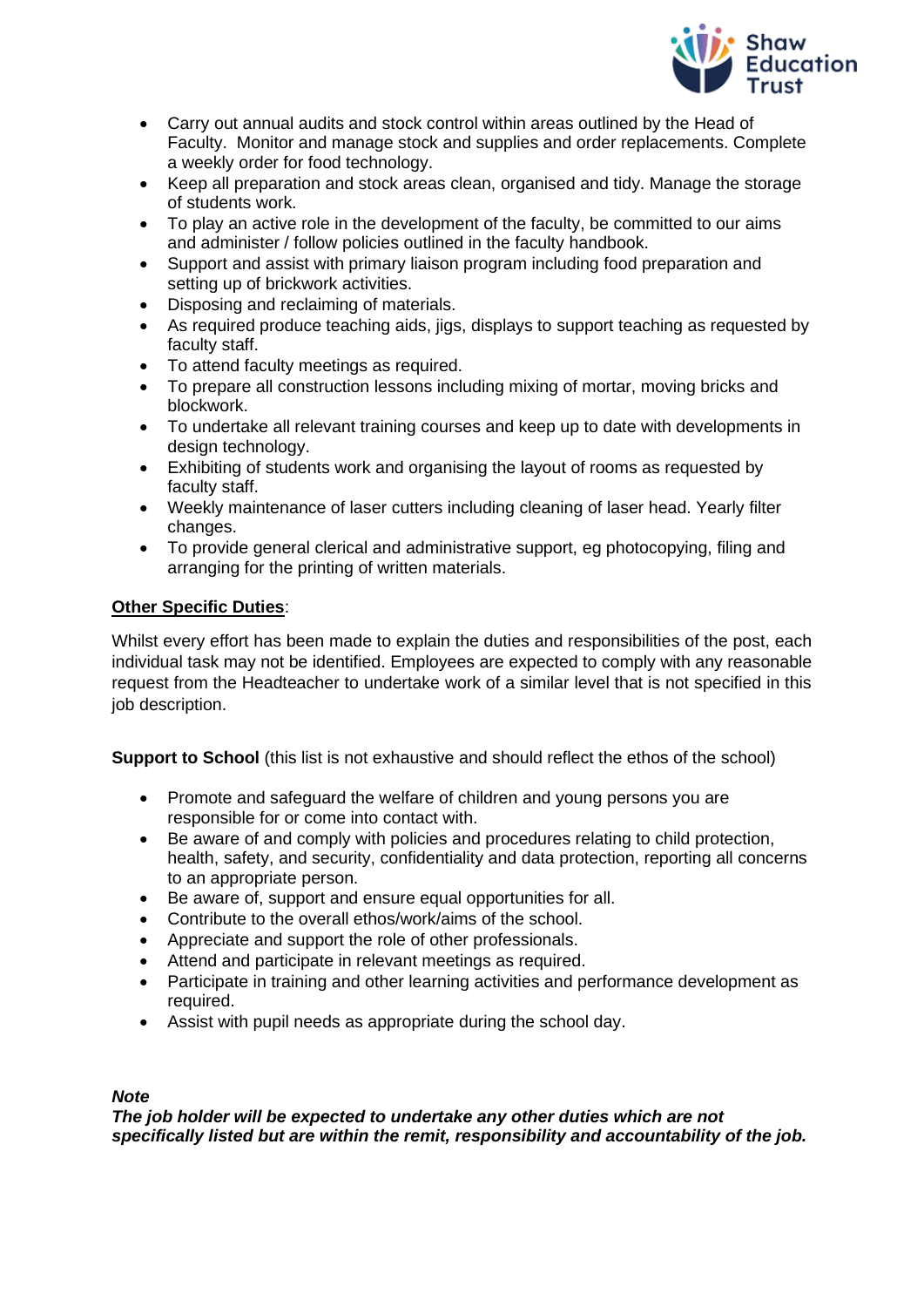- Carry out annual audits and stock control within areas outlined by the Head of Faculty. Monitor and manage stock and supplies and order replacements. Complete a weekly order for food technology.
- Keep all preparation and stock areas clean, organised and tidy. Manage the storage of students work.
- To play an active role in the development of the faculty, be committed to our aims and administer / follow policies outlined in the faculty handbook.
- Support and assist with primary liaison program including food preparation and setting up of brickwork activities.
- Disposing and reclaiming of materials.
- As required produce teaching aids, jigs, displays to support teaching as requested by faculty staff.
- To attend faculty meetings as required.
- To prepare all construction lessons including mixing of mortar, moving bricks and blockwork.
- To undertake all relevant training courses and keep up to date with developments in design technology.
- Exhibiting of students work and organising the layout of rooms as requested by faculty staff.
- Weekly maintenance of laser cutters including cleaning of laser head. Yearly filter changes.
- To provide general clerical and administrative support, eg photocopying, filing and arranging for the printing of written materials.

**Other Specific Duties**:

Whilst every effort has been made to explain the duties and responsibilities of the post, each individual task may not be identified. Employees are expected to comply with any reasonable request from the Headteacher to undertake work of a similar level that is not specified in this job description.

**Support to School** (this list is not exhaustive and should reflect the ethos of the school)

- Promote and safeguard the welfare of children and young persons you are responsible for or come into contact with.
- Be aware of and comply with policies and procedures relating to child protection, health, safety, confidentiality and data protection, reporting all concerns to an appropriate person.
- Be aware of, support and ensure equal opportunities for all.
- Contribute to the overall ethos/work/aims of the school.
- Appreciate and support the role of other professionals.
- Attend and participate in relevant meetings as required.
- Participate in training and other learning activities and performance development as required.
- Assist with pupil needs as appropriate during the school day.

***Note***
***The job holder will be expected to undertake any other duties which are not specifically listed but are within the remit, responsibility and accountability of the job.***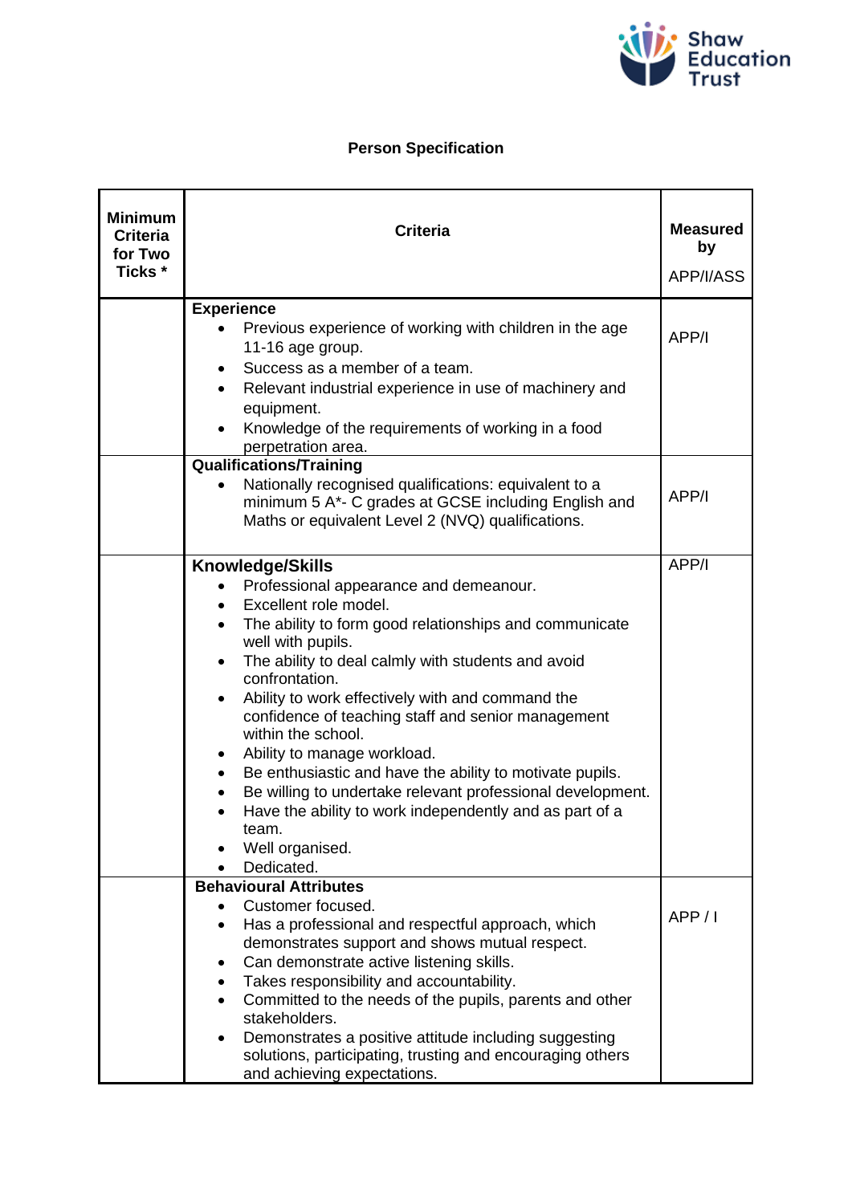## Person Specification

| Minimum Criteria for Two Ticks * | Criteria | Measured by APP/I/ASS |
|---|---|---|
| | **Experience**<br>• Previous experience of working with children in the age 11-16 age group.<br>• Success as a member of a team.<br>• Relevant industrial experience in use of machinery and equipment.<br>• Knowledge of the requirements of working in a food perpetration area. | APP/I |
| | **Qualifications/Training**<br>• Nationally recognised qualifications: equivalent to a minimum 5 A*- C grades at GCSE including English and Maths or equivalent Level 2 (NVQ) qualifications. | APP/I |
| | **Knowledge/Skills**<br>• Professional appearance and demeanour.<br>• Excellent role model.<br>• The ability to form good relationships and communicate well with pupils.<br>• The ability to deal calmly with students and avoid confrontation.<br>• Ability to work effectively with and command the confidence of teaching staff and senior management within the school.<br>• Ability to manage workload.<br>• Be enthusiastic and have the ability to motivate pupils.<br>• Be willing to undertake relevant professional development.<br>• Have the ability to work independently and as part of a team.<br>• Well organised.<br>• Dedicated. | APP/I |
| | **Behavioural Attributes**<br>• Customer focused.<br>• Has a professional and respectful approach, which demonstrates support and shows mutual respect.<br>• Can demonstrate active listening skills.<br>• Takes responsibility and accountability.<br>• Committed to the needs of the pupils, parents and other stakeholders.<br>• Demonstrates a positive attitude including suggesting solutions, participating, trusting and encouraging others and achieving expectations. | APP / I |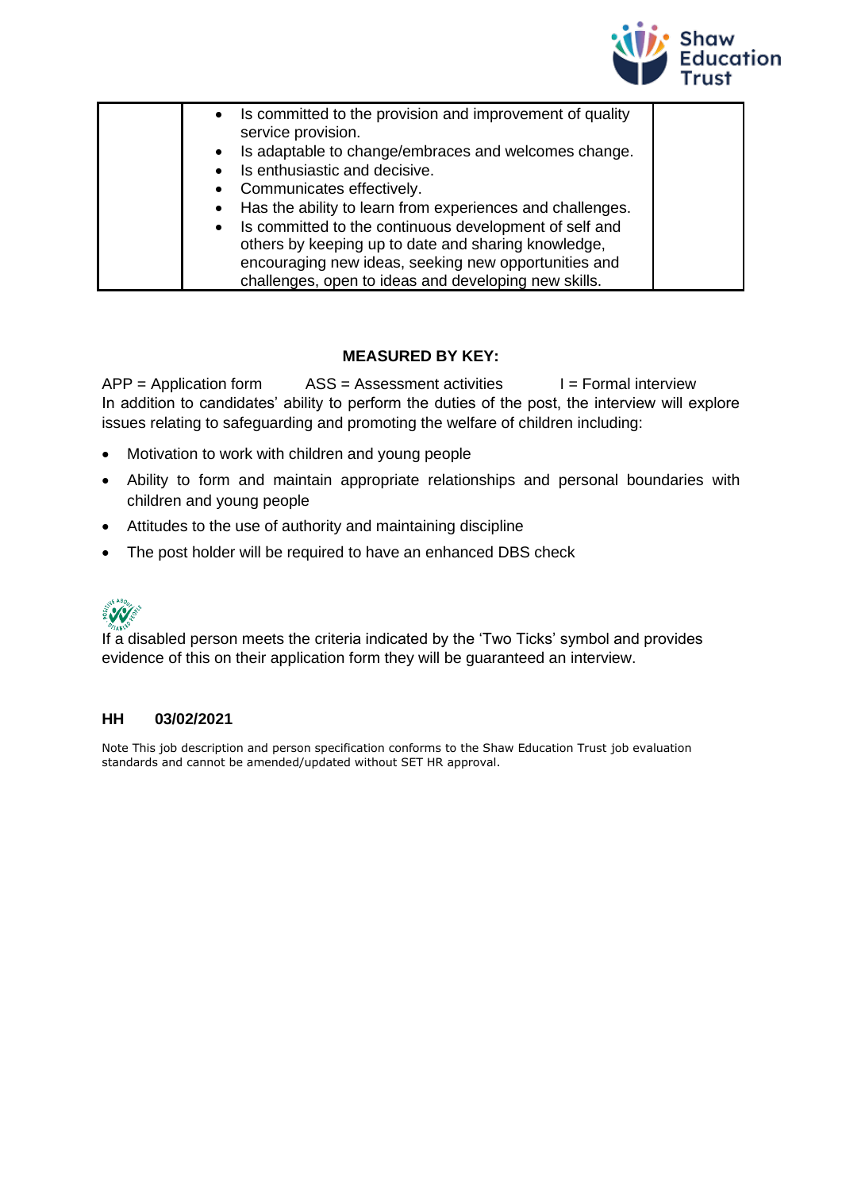| | | |
|---|---|---|
| | • Is committed to the provision and improvement of quality service provision.<br>• Is adaptable to change/embraces and welcomes change.<br>• Is enthusiastic and decisive.<br>• Communicates effectively.<br>• Has the ability to learn from experiences and challenges.<br>• Is committed to the continuous development of self and others by keeping up to date and sharing knowledge, encouraging new ideas, seeking new opportunities and challenges, open to ideas and developing new skills. | |

**MEASURED BY KEY:**

APP = Application form     ASS = Assessment activities     I = Formal interview

In addition to candidates' ability to perform the duties of the post, the interview will explore issues relating to safeguarding and promoting the welfare of children including:

- Motivation to work with children and young people
- Ability to form and maintain appropriate relationships and personal boundaries with children and young people
- Attitudes to the use of authority and maintaining discipline
- The post holder will be required to have an enhanced DBS check

If a disabled person meets the criteria indicated by the 'Two Ticks' symbol and provides evidence of this on their application form they will be guaranteed an interview.

**HH 03/02/2021**

Note This job description and person specification conforms to the Shaw Education Trust job evaluation standards and cannot be amended/updated without SET HR approval.